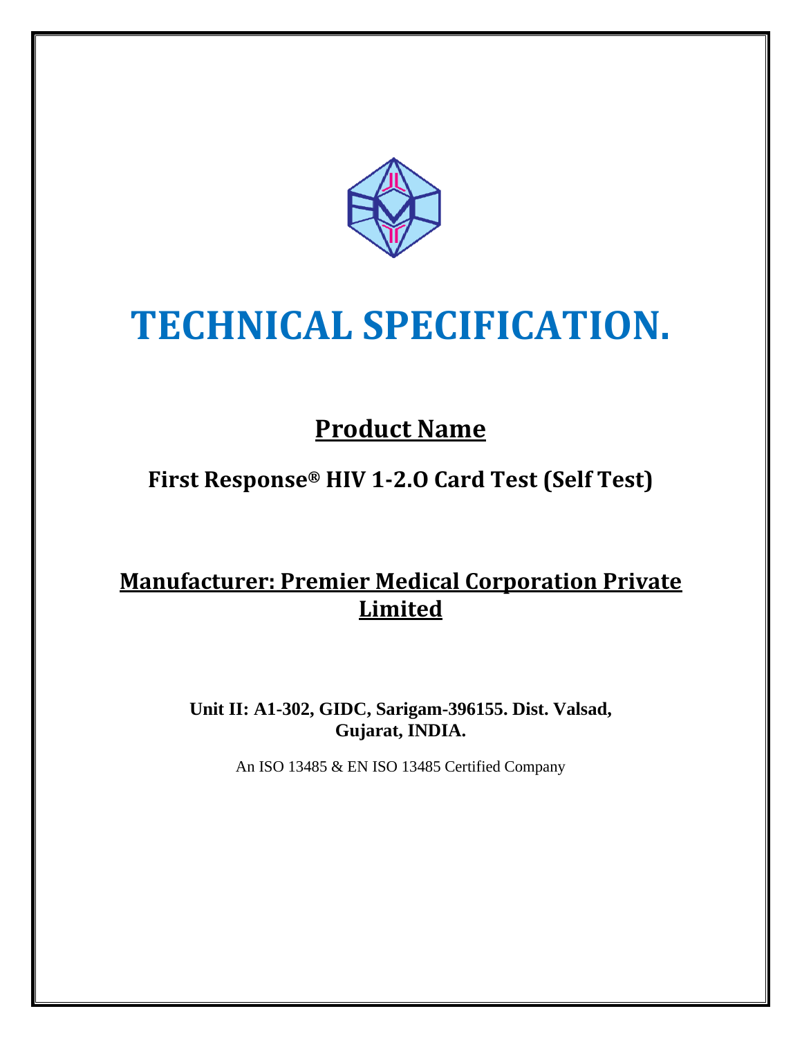# TECHNICAL SPECIFICATION.

## Product Name

### First Response® HIV 1-2.O Card Test (Self Test)

## Manufacturer: Premier Medical Corporation Private Limited

**Unit II: A1-302, GIDC, Sarigam-396155. Dist. Valsad, Gujarat, INDIA.**

An ISO 13485 & EN ISO 13485 Certified Company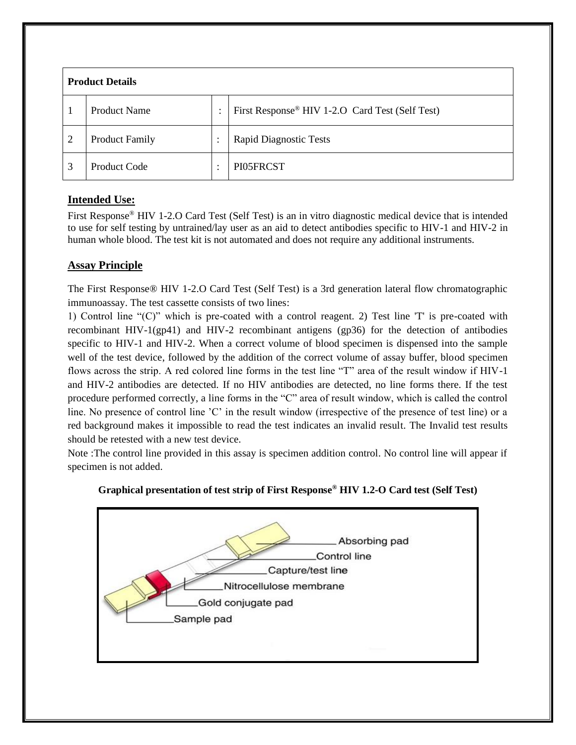| Product Details | | | |
|---|---|---|---|
| 1 | Product Name | : | First Response® HIV 1-2.O Card Test (Self Test) |
| 2 | Product Family | : | Rapid Diagnostic Tests |
| 3 | Product Code | : | PI05FRCST |

## Intended Use:

First Response® HIV 1-2.O Card Test (Self Test) is an in vitro diagnostic medical device that is intended to use for self testing by untrained/lay user as an aid to detect antibodies specific to HIV-1 and HIV-2 in human whole blood. The test kit is not automated and does not require any additional instruments.

## Assay Principle

The First Response® HIV 1-2.O Card Test (Self Test) is a 3rd generation lateral flow chromatographic immunoassay. The test cassette consists of two lines:

1) Control line "(C)" which is pre-coated with a control reagent. 2) Test line 'T' is pre-coated with recombinant HIV-1(gp41) and HIV-2 recombinant antigens (gp36) for the detection of antibodies specific to HIV-1 and HIV-2. When a correct volume of blood specimen is dispensed into the sample well of the test device, followed by the addition of the correct volume of assay buffer, blood specimen flows across the strip. A red colored line forms in the test line "T" area of the result window if HIV-1 and HIV-2 antibodies are detected. If no HIV antibodies are detected, no line forms there. If the test procedure performed correctly, a line forms in the "C" area of result window, which is called the control line. No presence of control line 'C' in the result window (irrespective of the presence of test line) or a red background makes it impossible to read the test indicates an invalid result. The Invalid test results should be retested with a new test device.

Note :The control line provided in this assay is specimen addition control. No control line will appear if specimen is not added.

**Graphical presentation of test strip of First Response® HIV 1.2-O Card test (Self Test)**

Absorbing pad
Control line
Capture/test line
Nitrocellulose membrane
Gold conjugate pad
Sample pad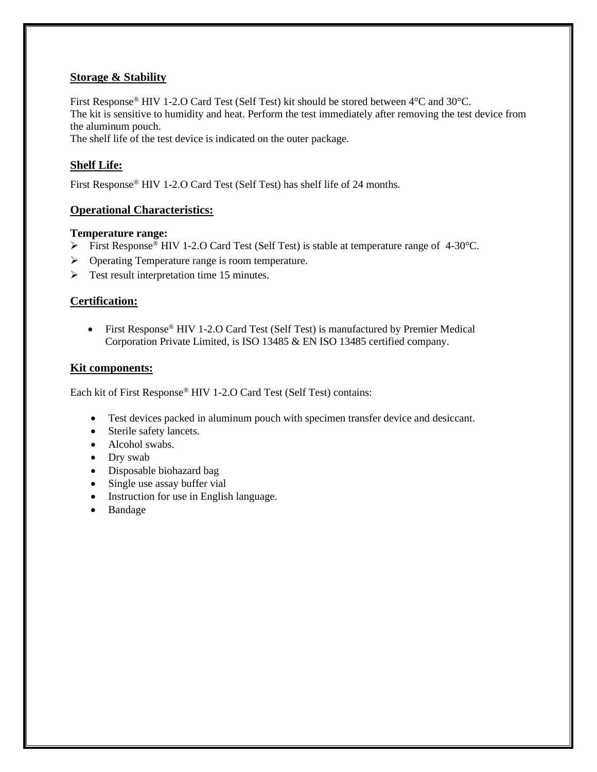## Storage & Stability

First Response® HIV 1-2.O Card Test (Self Test) kit should be stored between 4°C and 30°C.
The kit is sensitive to humidity and heat. Perform the test immediately after removing the test device from the aluminum pouch.
The shelf life of the test device is indicated on the outer package.

## Shelf Life:

First Response® HIV 1-2.O Card Test (Self Test) has shelf life of 24 months.

## Operational Characteristics:

**Temperature range:**

- First Response® HIV 1-2.O Card Test (Self Test) is stable at temperature range of 4-30°C.
- Operating Temperature range is room temperature.
- Test result interpretation time 15 minutes.

## Certification:

- First Response® HIV 1-2.O Card Test (Self Test) is manufactured by Premier Medical Corporation Private Limited, is ISO 13485 & EN ISO 13485 certified company.

## Kit components:

Each kit of First Response® HIV 1-2.O Card Test (Self Test) contains:

- Test devices packed in aluminum pouch with specimen transfer device and desiccant.
- Sterile safety lancets.
- Alcohol swabs.
- Dry swab
- Disposable biohazard bag
- Single use assay buffer vial
- Instruction for use in English language.
- Bandage